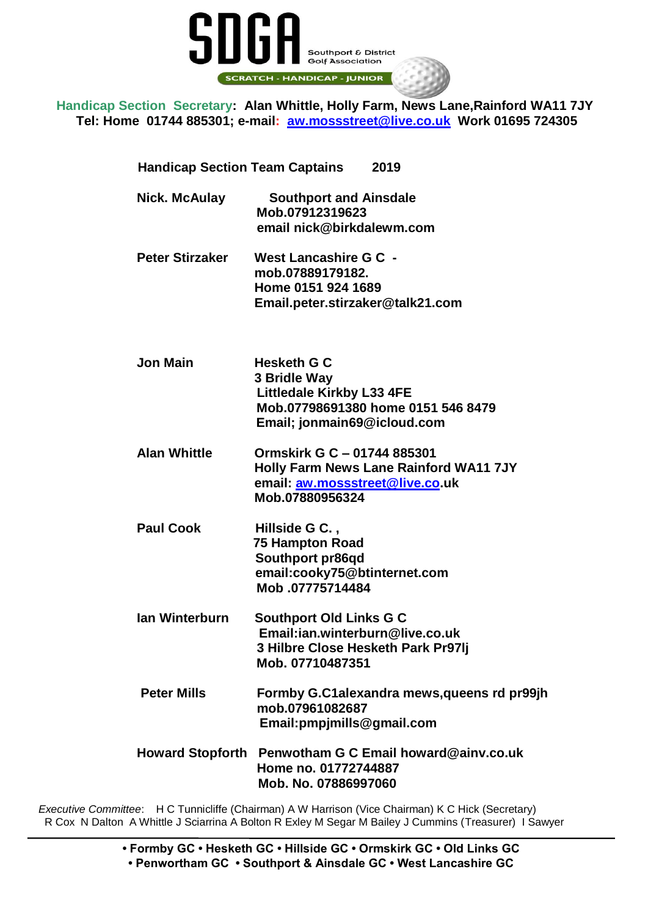# SDGA

Southport & District Golf Association

SCRATCH - HANDICAP - JUNIOR

**Handicap Section Secretary: Alan Whittle, Holly Farm, News Lane,Rainford WA11 7JY**
**Tel: Home 01744 885301; e-mail: aw.mossstreet@live.co.uk Work 01695 724305**

## Handicap Section Team Captains 2019

**Nick. McAulay**
**Southport and Ainsdale**
**Mob.07912319623**
**email nick@birkdalewm.com**

**Peter Stirzaker**
**West Lancashire G C -**
**mob.07889179182.**
**Home 0151 924 1689**
**Email.peter.stirzaker@talk21.com**

**Jon Main**
**Hesketh G C**
**3 Bridle Way**
**Littledale Kirkby L33 4FE**
**Mob.07798691380 home 0151 546 8479**
**Email; jonmain69@icloud.com**

**Alan Whittle**
**Ormskirk G C – 01744 885301**
**Holly Farm News Lane Rainford WA11 7JY**
**email: aw.mossstreet@live.co.uk**
**Mob.07880956324**

**Paul Cook**
**Hillside G C. ,**
**75 Hampton Road**
**Southport pr86qd**
**email:cooky75@btinternet.com**
**Mob .07775714484**

**Ian Winterburn**
**Southport Old Links G C**
**Email:ian.winterburn@live.co.uk**
**3 Hilbre Close Hesketh Park Pr97lj**
**Mob. 07710487351**

**Peter Mills**
**Formby G.C1alexandra mews,queens rd pr99jh**
**mob.07961082687**
**Email:pmpjmills@gmail.com**

**Howard Stopforth**
**Penwotham G C Email howard@ainv.co.uk**
**Home no. 01772744887**
**Mob. No. 07886997060**

*Executive Committee*: H C Tunnicliffe (Chairman) A W Harrison (Vice Chairman) K C Hick (Secretary) R Cox N Dalton A Whittle J Sciarrina A Bolton R Exley M Segar M Bailey J Cummins (Treasurer) I Sawyer

**• Formby GC • Hesketh GC • Hillside GC • Ormskirk GC • Old Links GC • Penwortham GC • Southport & Ainsdale GC • West Lancashire GC**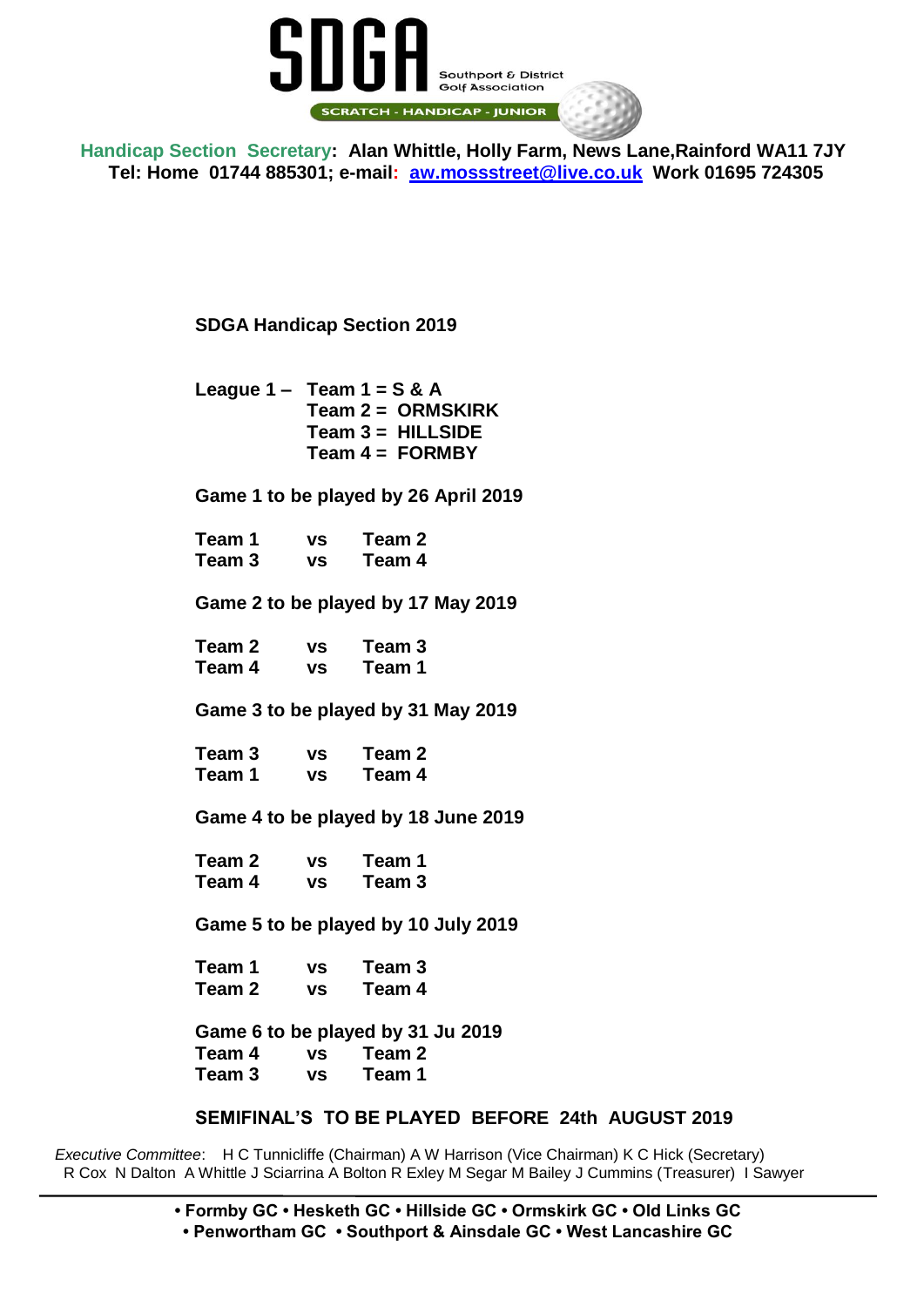# SDGA

Southport & District Golf Association

SCRATCH - HANDICAP - JUNIOR

**Handicap Section Secretary: Alan Whittle, Holly Farm, News Lane,Rainford WA11 7JY**
**Tel: Home 01744 885301; e-mail: aw.mossstreet@live.co.uk Work 01695 724305**

## SDGA Handicap Section 2019

**League 1 – Team 1 = S & A**
**Team 2 = ORMSKIRK**
**Team 3 = HILLSIDE**
**Team 4 = FORMBY**

**Game 1 to be played by 26 April 2019**

| | | |
|---|---|---|
| **Team 1** | **vs** | **Team 2** |
| **Team 3** | **vs** | **Team 4** |

**Game 2 to be played by 17 May 2019**

| | | |
|---|---|---|
| **Team 2** | **vs** | **Team 3** |
| **Team 4** | **vs** | **Team 1** |

**Game 3 to be played by 31 May 2019**

| | | |
|---|---|---|
| **Team 3** | **vs** | **Team 2** |
| **Team 1** | **vs** | **Team 4** |

**Game 4 to be played by 18 June 2019**

| | | |
|---|---|---|
| **Team 2** | **vs** | **Team 1** |
| **Team 4** | **vs** | **Team 3** |

**Game 5 to be played by 10 July 2019**

| | | |
|---|---|---|
| **Team 1** | **vs** | **Team 3** |
| **Team 2** | **vs** | **Team 4** |

**Game 6 to be played by 31 Ju 2019**

| | | |
|---|---|---|
| **Team 4** | **vs** | **Team 2** |
| **Team 3** | **vs** | **Team 1** |

**SEMIFINAL'S TO BE PLAYED BEFORE 24th AUGUST 2019**

*Executive Committee*: H C Tunnicliffe (Chairman) A W Harrison (Vice Chairman) K C Hick (Secretary) R Cox N Dalton A Whittle J Sciarrina A Bolton R Exley M Segar M Bailey J Cummins (Treasurer) I Sawyer

**• Formby GC • Hesketh GC • Hillside GC • Ormskirk GC • Old Links GC**
**• Penwortham GC • Southport & Ainsdale GC • West Lancashire GC**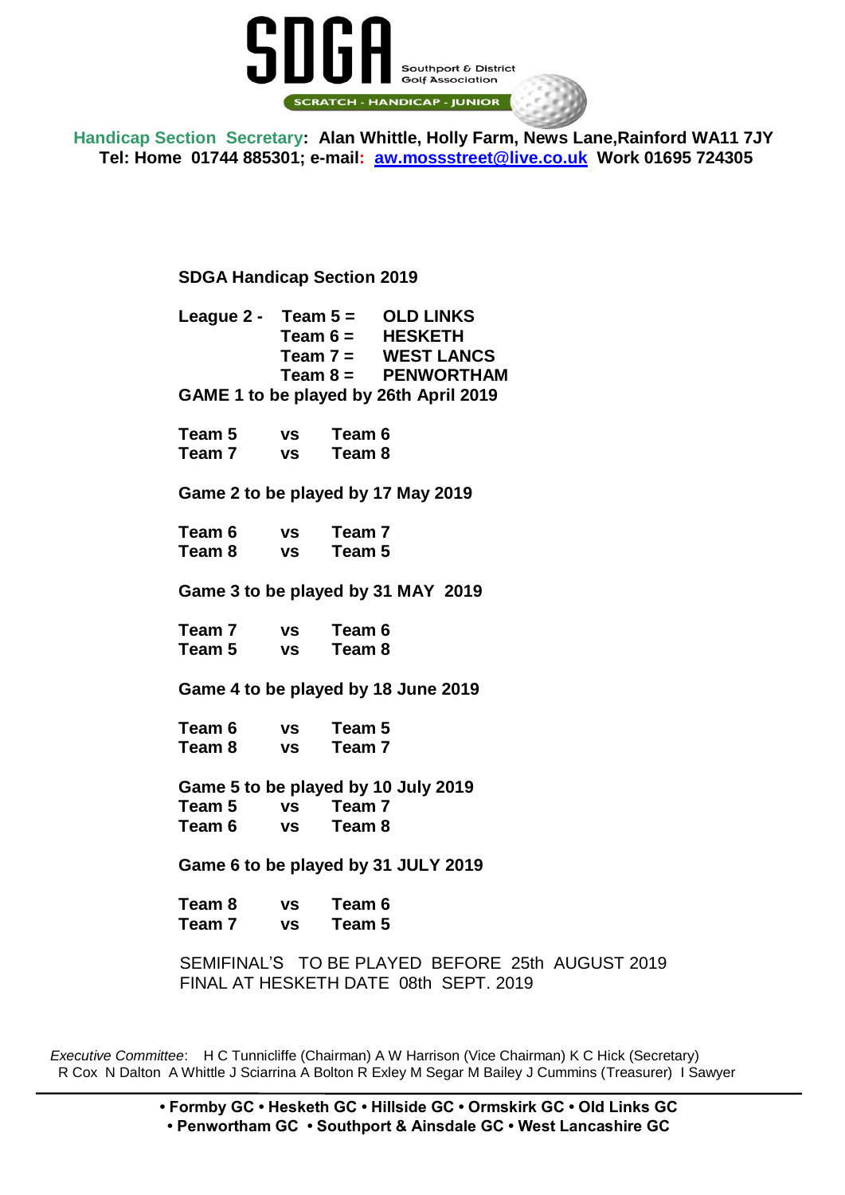**SDGA** Southport & District Golf Association

SCRATCH - HANDICAP - JUNIOR

**Handicap Section Secretary: Alan Whittle, Holly Farm, News Lane,Rainford WA11 7JY**
**Tel: Home 01744 885301; e-mail: aw.mossstreet@live.co.uk Work 01695 724305**

**SDGA Handicap Section 2019**

| | | |
|---|---|---|
| **League 2 -** | **Team 5 =** | **OLD LINKS** |
| | **Team 6 =** | **HESKETH** |
| | **Team 7 =** | **WEST LANCS** |
| | **Team 8 =** | **PENWORTHAM** |

**GAME 1 to be played by 26th April 2019**

**Team 5 vs Team 6**
**Team 7 vs Team 8**

**Game 2 to be played by 17 May 2019**

**Team 6 vs Team 7**
**Team 8 vs Team 5**

**Game 3 to be played by 31 MAY 2019**

**Team 7 vs Team 6**
**Team 5 vs Team 8**

**Game 4 to be played by 18 June 2019**

**Team 6 vs Team 5**
**Team 8 vs Team 7**

**Game 5 to be played by 10 July 2019**
**Team 5 vs Team 7**
**Team 6 vs Team 8**

**Game 6 to be played by 31 JULY 2019**

**Team 8 vs Team 6**
**Team 7 vs Team 5**

SEMIFINAL'S TO BE PLAYED BEFORE 25th AUGUST 2019
FINAL AT HESKETH DATE 08th SEPT. 2019

*Executive Committee*: H C Tunnicliffe (Chairman) A W Harrison (Vice Chairman) K C Hick (Secretary) R Cox N Dalton A Whittle J Sciarrina A Bolton R Exley M Segar M Bailey J Cummins (Treasurer) I Sawyer

**• Formby GC • Hesketh GC • Hillside GC • Ormskirk GC • Old Links GC**
**• Penwortham GC • Southport & Ainsdale GC • West Lancashire GC**